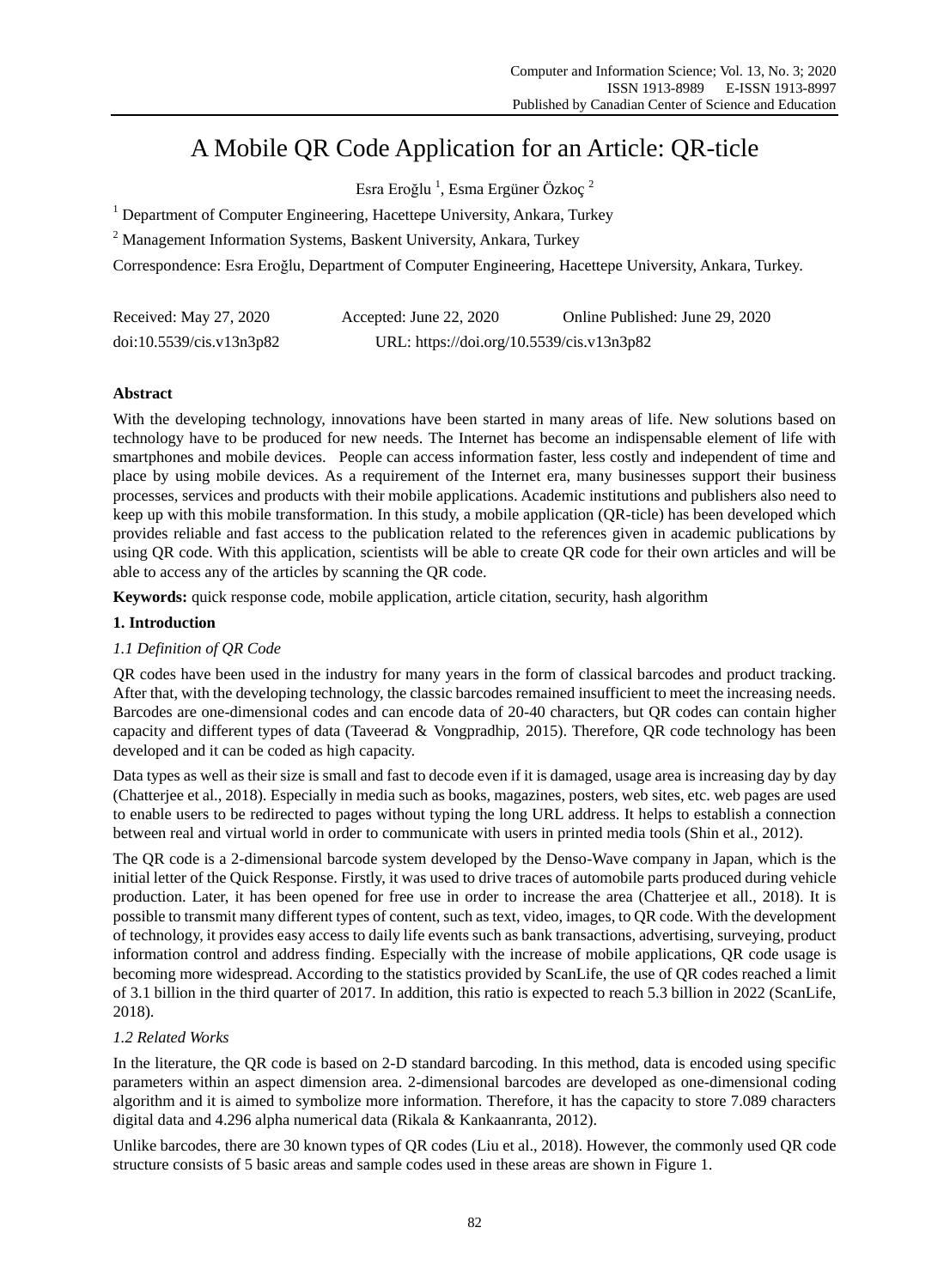# A Mobile QR Code Application for an Article: QR-ticle

Esra Eroğlu [1], Esma Ergüner Özkoç [2]

[1] Department of Computer Engineering, Hacettepe University, Ankara, Turkey

[2] Management Information Systems, Baskent University, Ankara, Turkey

Correspondence: Esra Eroğlu, Department of Computer Engineering, Hacettepe University, Ankara, Turkey.

Received: May 27, 2020 Accepted: June 22, 2020 Online Published: June 29, 2020

doi:10.5539/cis.v13n3p82 URL: https://doi.org/10.5539/cis.v13n3p82

**Abstract**

With the developing technology, innovations have been started in many areas of life. New solutions based on technology have to be produced for new needs. The Internet has become an indispensable element of life with smartphones and mobile devices. People can access information faster, less costly and independent of time and place by using mobile devices. As a requirement of the Internet era, many businesses support their business processes, services and products with their mobile applications. Academic institutions and publishers also need to keep up with this mobile transformation. In this study, a mobile application (QR-ticle) has been developed which provides reliable and fast access to the publication related to the references given in academic publications by using QR code. With this application, scientists will be able to create QR code for their own articles and will be able to access any of the articles by scanning the QR code.

**Keywords:** quick response code, mobile application, article citation, security, hash algorithm

## 1. Introduction

### 1.1 Definition of QR Code

QR codes have been used in the industry for many years in the form of classical barcodes and product tracking. After that, with the developing technology, the classic barcodes remained insufficient to meet the increasing needs. Barcodes are one-dimensional codes and can encode data of 20-40 characters, but QR codes can contain higher capacity and different types of data (Taveerad & Vongpradhip, 2015). Therefore, QR code technology has been developed and it can be coded as high capacity.

Data types as well as their size is small and fast to decode even if it is damaged, usage area is increasing day by day (Chatterjee et al., 2018). Especially in media such as books, magazines, posters, web sites, etc. web pages are used to enable users to be redirected to pages without typing the long URL address. It helps to establish a connection between real and virtual world in order to communicate with users in printed media tools (Shin et al., 2012).

The QR code is a 2-dimensional barcode system developed by the Denso-Wave company in Japan, which is the initial letter of the Quick Response. Firstly, it was used to drive traces of automobile parts produced during vehicle production. Later, it has been opened for free use in order to increase the area (Chatterjee et all., 2018). It is possible to transmit many different types of content, such as text, video, images, to QR code. With the development of technology, it provides easy access to daily life events such as bank transactions, advertising, surveying, product information control and address finding. Especially with the increase of mobile applications, QR code usage is becoming more widespread. According to the statistics provided by ScanLife, the use of QR codes reached a limit of 3.1 billion in the third quarter of 2017. In addition, this ratio is expected to reach 5.3 billion in 2022 (ScanLife, 2018).

### 1.2 Related Works

In the literature, the QR code is based on 2-D standard barcoding. In this method, data is encoded using specific parameters within an aspect dimension area. 2-dimensional barcodes are developed as one-dimensional coding algorithm and it is aimed to symbolize more information. Therefore, it has the capacity to store 7.089 characters digital data and 4.296 alpha numerical data (Rikala & Kankaanranta, 2012).

Unlike barcodes, there are 30 known types of QR codes (Liu et al., 2018). However, the commonly used QR code structure consists of 5 basic areas and sample codes used in these areas are shown in Figure 1.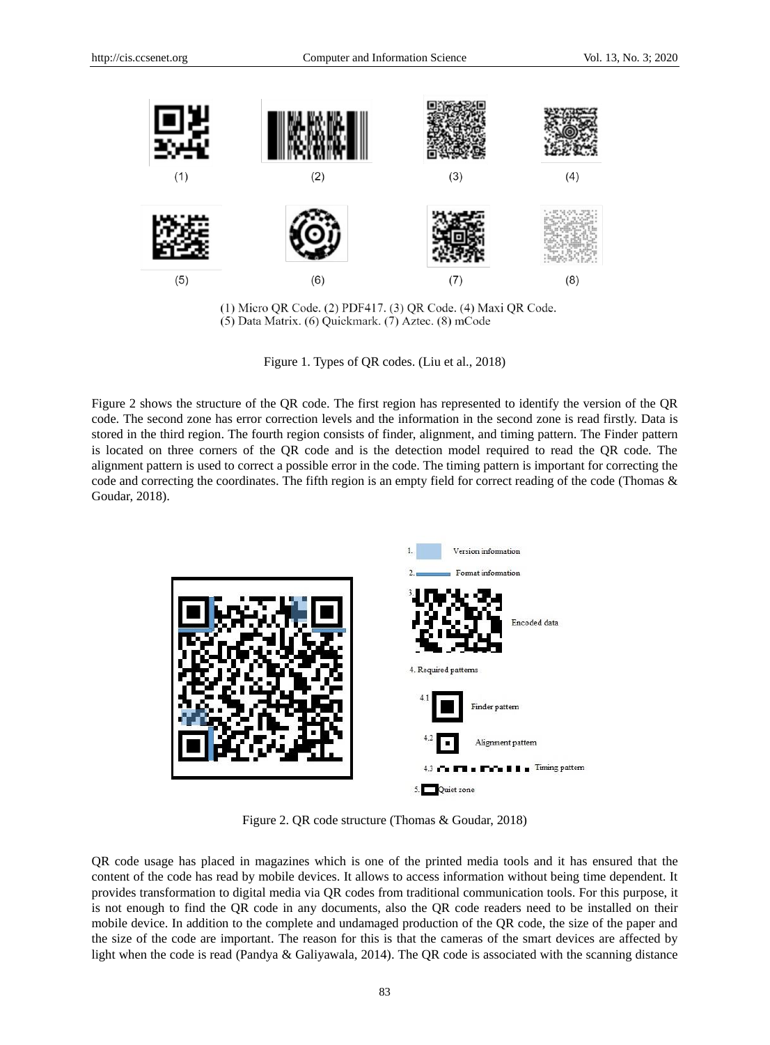(1) Micro QR Code. (2) PDF417. (3) QR Code. (4) Maxi QR Code.
(5) Data Matrix. (6) Quickmark. (7) Aztec. (8) mCode

Figure 1. Types of QR codes. (Liu et al., 2018)

Figure 2 shows the structure of the QR code. The first region has represented to identify the version of the QR code. The second zone has error correction levels and the information in the second zone is read firstly. Data is stored in the third region. The fourth region consists of finder, alignment, and timing pattern. The Finder pattern is located on three corners of the QR code and is the detection model required to read the QR code. The alignment pattern is used to correct a possible error in the code. The timing pattern is important for correcting the code and correcting the coordinates. The fifth region is an empty field for correct reading of the code (Thomas & Goudar, 2018).

1. Version information
2. Format information
3. Encoded data
4. Required patterns
4.1 Finder pattern
4.2 Alignment pattern
4.3 Timing pattern
5. Quiet zone

Figure 2. QR code structure (Thomas & Goudar, 2018)

QR code usage has placed in magazines which is one of the printed media tools and it has ensured that the content of the code has read by mobile devices. It allows to access information without being time dependent. It provides transformation to digital media via QR codes from traditional communication tools. For this purpose, it is not enough to find the QR code in any documents, also the QR code readers need to be installed on their mobile device. In addition to the complete and undamaged production of the QR code, the size of the paper and the size of the code are important. The reason for this is that the cameras of the smart devices are affected by light when the code is read (Pandya & Galiyawala, 2014). The QR code is associated with the scanning distance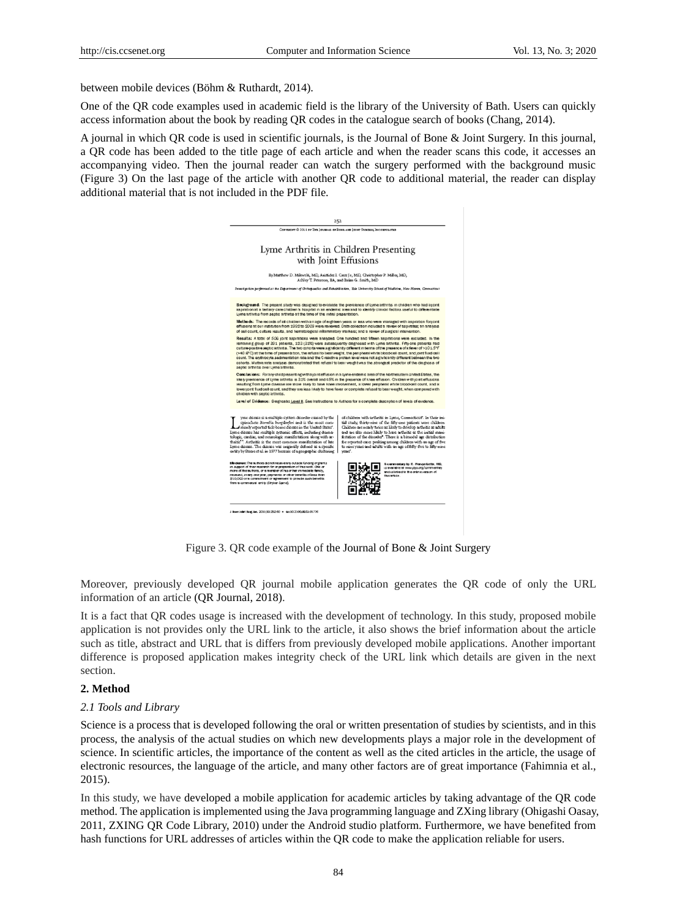between mobile devices (Böhm & Ruthardt, 2014).

One of the QR code examples used in academic field is the library of the University of Bath. Users can quickly access information about the book by reading QR codes in the catalogue search of books (Chang, 2014).

A journal in which QR code is used in scientific journals, is the Journal of Bone & Joint Surgery. In this journal, a QR code has been added to the title page of each article and when the reader scans this code, it accesses an accompanying video. Then the journal reader can watch the surgery performed with the background music (Figure 3) On the last page of the article with another QR code to additional material, the reader can display additional material that is not included in the PDF file.

Figure 3. QR code example of the Journal of Bone & Joint Surgery

Moreover, previously developed QR journal mobile application generates the QR code of only the URL information of an article (QR Journal, 2018).

It is a fact that QR codes usage is increased with the development of technology. In this study, proposed mobile application is not provides only the URL link to the article, it also shows the brief information about the article such as title, abstract and URL that is differs from previously developed mobile applications. Another important difference is proposed application makes integrity check of the URL link which details are given in the next section.

## 2. Method

### *2.1 Tools and Library*

Science is a process that is developed following the oral or written presentation of studies by scientists, and in this process, the analysis of the actual studies on which new developments plays a major role in the development of science. In scientific articles, the importance of the content as well as the cited articles in the article, the usage of electronic resources, the language of the article, and many other factors are of great importance (Fahimnia et al., 2015).

In this study, we have developed a mobile application for academic articles by taking advantage of the QR code method. The application is implemented using the Java programming language and ZXing library (Ohigashi Oasay, 2011, ZXING QR Code Library, 2010) under the Android studio platform. Furthermore, we have benefited from hash functions for URL addresses of articles within the QR code to make the application reliable for users.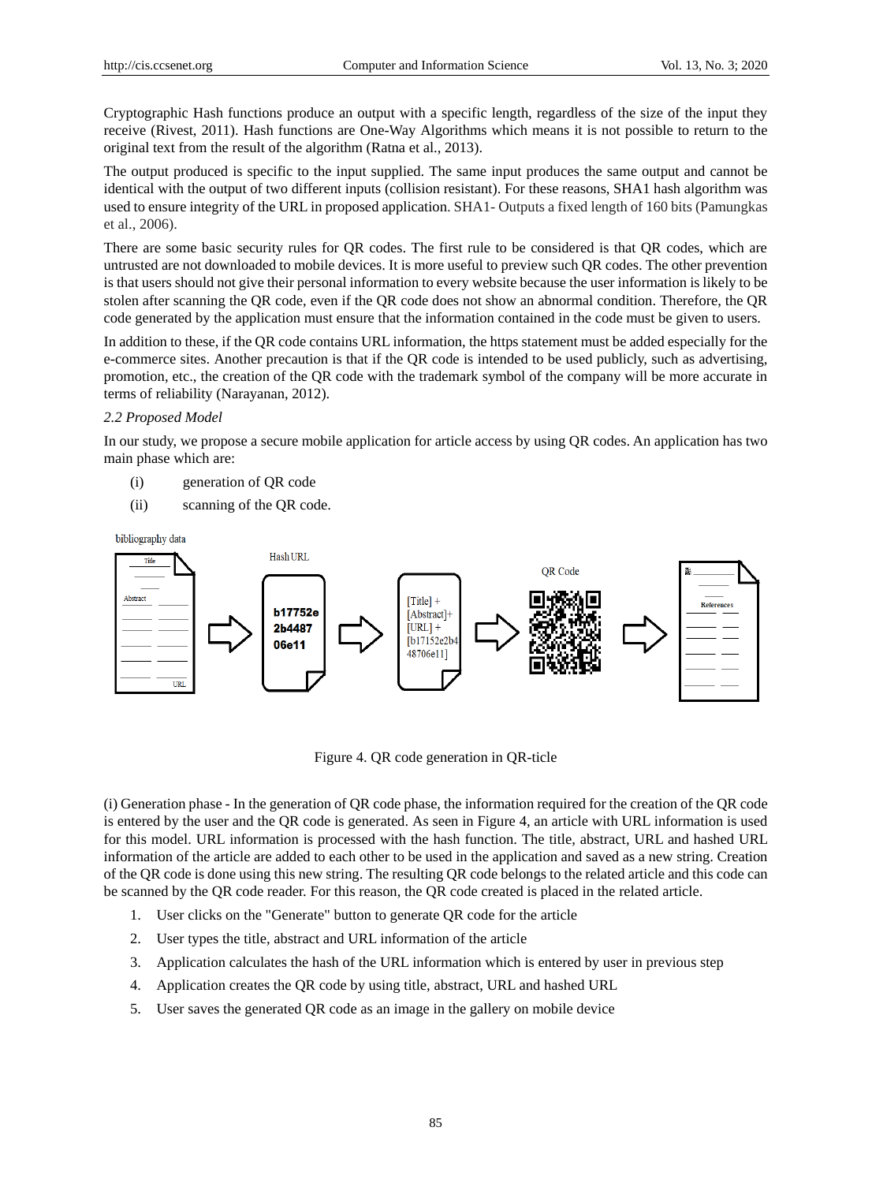Cryptographic Hash functions produce an output with a specific length, regardless of the size of the input they receive (Rivest, 2011). Hash functions are One-Way Algorithms which means it is not possible to return to the original text from the result of the algorithm (Ratna et al., 2013).

The output produced is specific to the input supplied. The same input produces the same output and cannot be identical with the output of two different inputs (collision resistant). For these reasons, SHA1 hash algorithm was used to ensure integrity of the URL in proposed application. SHA1- Outputs a fixed length of 160 bits (Pamungkas et al., 2006).

There are some basic security rules for QR codes. The first rule to be considered is that QR codes, which are untrusted are not downloaded to mobile devices. It is more useful to preview such QR codes. The other prevention is that users should not give their personal information to every website because the user information is likely to be stolen after scanning the QR code, even if the QR code does not show an abnormal condition. Therefore, the QR code generated by the application must ensure that the information contained in the code must be given to users.

In addition to these, if the QR code contains URL information, the https statement must be added especially for the e-commerce sites. Another precaution is that if the QR code is intended to be used publicly, such as advertising, promotion, etc., the creation of the QR code with the trademark symbol of the company will be more accurate in terms of reliability (Narayanan, 2012).

### 2.2 Proposed Model

In our study, we propose a secure mobile application for article access by using QR codes. An application has two main phase which are:

(i) generation of QR code

(ii) scanning of the QR code.

bibliography data

Title

Abstract

URL

Hash URL

b17752e
2b4487
06e11

[Title] +
[Abstract]+
[URL] +
[b17152e2b4
48706e11]

QR Code

References

Figure 4. QR code generation in QR-ticle

(i) Generation phase - In the generation of QR code phase, the information required for the creation of the QR code is entered by the user and the QR code is generated. As seen in Figure 4, an article with URL information is used for this model. URL information is processed with the hash function. The title, abstract, URL and hashed URL information of the article are added to each other to be used in the application and saved as a new string. Creation of the QR code is done using this new string. The resulting QR code belongs to the related article and this code can be scanned by the QR code reader. For this reason, the QR code created is placed in the related article.

1. User clicks on the "Generate" button to generate QR code for the article
2. User types the title, abstract and URL information of the article
3. Application calculates the hash of the URL information which is entered by user in previous step
4. Application creates the QR code by using title, abstract, URL and hashed URL
5. User saves the generated QR code as an image in the gallery on mobile device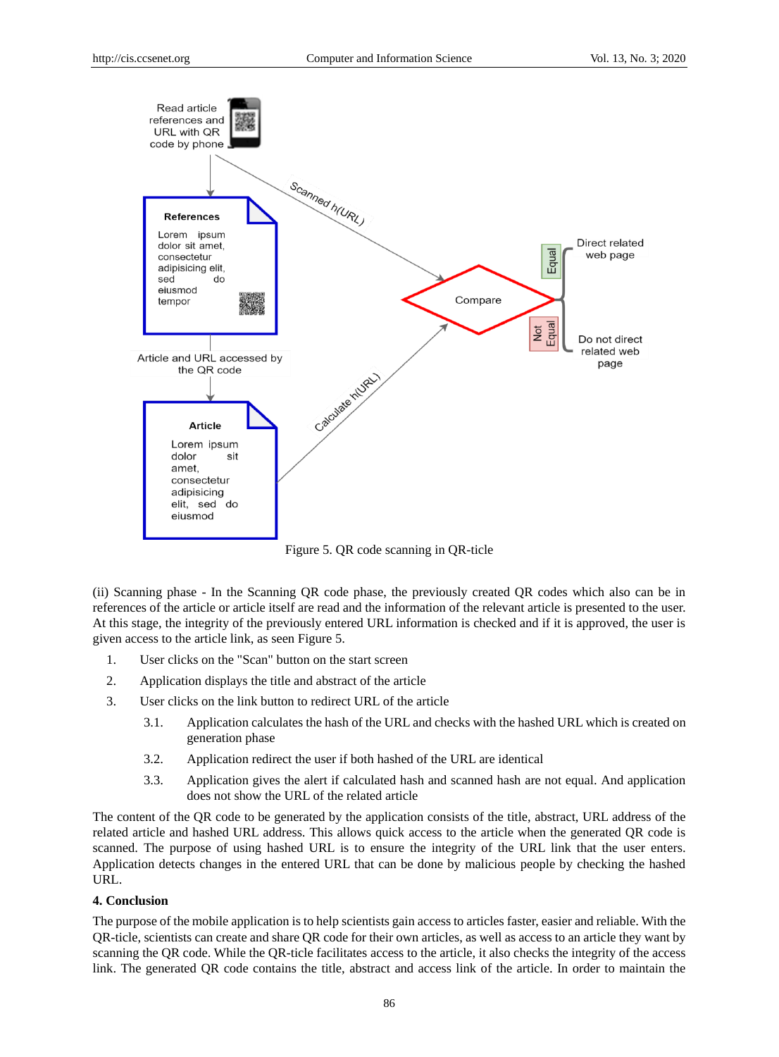Read article references and URL with QR code by phone

References

Lorem ipsum dolor sit amet, consectetur adipisicing elit, sed do eiusmod tempor

Article and URL accessed by the QR code

Article

Lorem ipsum dolor sit amet, consectetur adipisicing elit, sed do eiusmod

Scanned h(URL)

Calculate h(URL)

Compare

Equal

Not Equal

Direct related web page

Do not direct related web page

Figure 5. QR code scanning in QR-ticle

(ii) Scanning phase - In the Scanning QR code phase, the previously created QR codes which also can be in references of the article or article itself are read and the information of the relevant article is presented to the user. At this stage, the integrity of the previously entered URL information is checked and if it is approved, the user is given access to the article link, as seen Figure 5.

1. User clicks on the "Scan" button on the start screen
2. Application displays the title and abstract of the article
3. User clicks on the link button to redirect URL of the article
    - 3.1. Application calculates the hash of the URL and checks with the hashed URL which is created on generation phase
    - 3.2. Application redirect the user if both hashed of the URL are identical
    - 3.3. Application gives the alert if calculated hash and scanned hash are not equal. And application does not show the URL of the related article

The content of the QR code to be generated by the application consists of the title, abstract, URL address of the related article and hashed URL address. This allows quick access to the article when the generated QR code is scanned. The purpose of using hashed URL is to ensure the integrity of the URL link that the user enters. Application detects changes in the entered URL that can be done by malicious people by checking the hashed URL.

## 4. Conclusion

The purpose of the mobile application is to help scientists gain access to articles faster, easier and reliable. With the QR-ticle, scientists can create and share QR code for their own articles, as well as access to an article they want by scanning the QR code. While the QR-ticle facilitates access to the article, it also checks the integrity of the access link. The generated QR code contains the title, abstract and access link of the article. In order to maintain the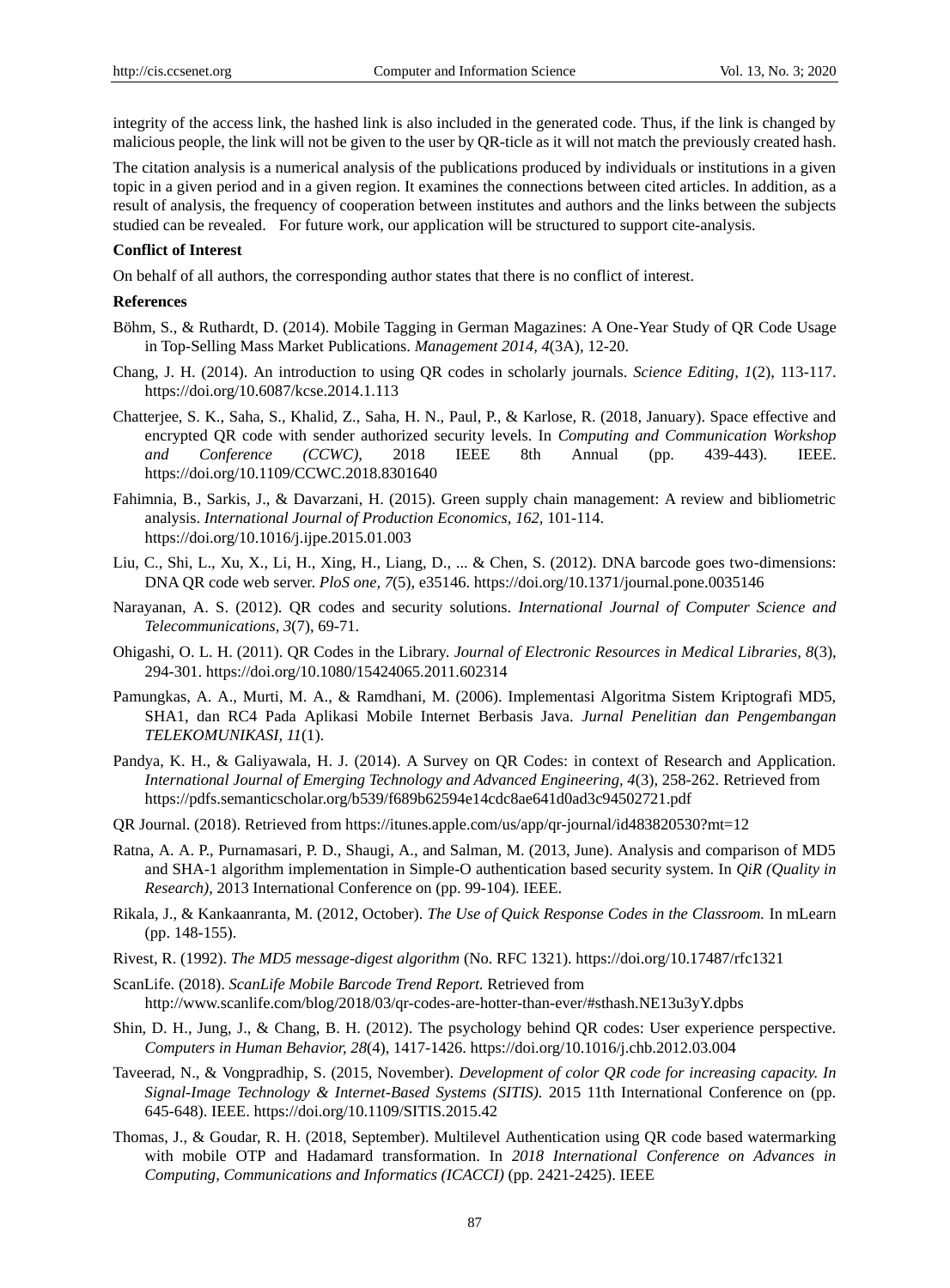integrity of the access link, the hashed link is also included in the generated code. Thus, if the link is changed by malicious people, the link will not be given to the user by QR-ticle as it will not match the previously created hash.

The citation analysis is a numerical analysis of the publications produced by individuals or institutions in a given topic in a given period and in a given region. It examines the connections between cited articles. In addition, as a result of analysis, the frequency of cooperation between institutes and authors and the links between the subjects studied can be revealed. For future work, our application will be structured to support cite-analysis.

**Conflict of Interest**

On behalf of all authors, the corresponding author states that there is no conflict of interest.

**References**

Böhm, S., & Ruthardt, D. (2014). Mobile Tagging in German Magazines: A One-Year Study of QR Code Usage in Top-Selling Mass Market Publications. *Management 2014, 4*(3A), 12-20.

Chang, J. H. (2014). An introduction to using QR codes in scholarly journals. *Science Editing, 1*(2), 113-117. https://doi.org/10.6087/kcse.2014.1.113

Chatterjee, S. K., Saha, S., Khalid, Z., Saha, H. N., Paul, P., & Karlose, R. (2018, January). Space effective and encrypted QR code with sender authorized security levels. In *Computing and Communication Workshop and Conference (CCWC)*, 2018 IEEE 8th Annual (pp. 439-443). IEEE. https://doi.org/10.1109/CCWC.2018.8301640

Fahimnia, B., Sarkis, J., & Davarzani, H. (2015). Green supply chain management: A review and bibliometric analysis. *International Journal of Production Economics, 162*, 101-114. https://doi.org/10.1016/j.ijpe.2015.01.003

Liu, C., Shi, L., Xu, X., Li, H., Xing, H., Liang, D., ... & Chen, S. (2012). DNA barcode goes two-dimensions: DNA QR code web server. *PloS one, 7*(5), e35146. https://doi.org/10.1371/journal.pone.0035146

Narayanan, A. S. (2012). QR codes and security solutions. *International Journal of Computer Science and Telecommunications, 3*(7), 69-71.

Ohigashi, O. L. H. (2011). QR Codes in the Library. *Journal of Electronic Resources in Medical Libraries, 8*(3), 294-301. https://doi.org/10.1080/15424065.2011.602314

Pamungkas, A. A., Murti, M. A., & Ramdhani, M. (2006). Implementasi Algoritma Sistem Kriptografi MD5, SHA1, dan RC4 Pada Aplikasi Mobile Internet Berbasis Java. *Jurnal Penelitian dan Pengembangan TELEKOMUNIKASI, 11*(1).

Pandya, K. H., & Galiyawala, H. J. (2014). A Survey on QR Codes: in context of Research and Application. *International Journal of Emerging Technology and Advanced Engineering, 4*(3), 258-262. Retrieved from https://pdfs.semanticscholar.org/b539/f689b62594e14cdc8ae641d0ad3c94502721.pdf

QR Journal. (2018). Retrieved from https://itunes.apple.com/us/app/qr-journal/id483820530?mt=12

Ratna, A. A. P., Purnamasari, P. D., Shaugi, A., and Salman, M. (2013, June). Analysis and comparison of MD5 and SHA-1 algorithm implementation in Simple-O authentication based security system. In *QiR (Quality in Research)*, 2013 International Conference on (pp. 99-104). IEEE.

Rikala, J., & Kankaanranta, M. (2012, October). *The Use of Quick Response Codes in the Classroom.* In mLearn (pp. 148-155).

Rivest, R. (1992). *The MD5 message-digest algorithm* (No. RFC 1321). https://doi.org/10.17487/rfc1321

ScanLife. (2018). *ScanLife Mobile Barcode Trend Report.* Retrieved from http://www.scanlife.com/blog/2018/03/qr-codes-are-hotter-than-ever/#sthash.NE13u3yY.dpbs

Shin, D. H., Jung, J., & Chang, B. H. (2012). The psychology behind QR codes: User experience perspective. *Computers in Human Behavior, 28*(4), 1417-1426. https://doi.org/10.1016/j.chb.2012.03.004

Taveerad, N., & Vongpradhip, S. (2015, November). *Development of color QR code for increasing capacity. In Signal-Image Technology & Internet-Based Systems (SITIS).* 2015 11th International Conference on (pp. 645-648). IEEE. https://doi.org/10.1109/SITIS.2015.42

Thomas, J., & Goudar, R. H. (2018, September). Multilevel Authentication using QR code based watermarking with mobile OTP and Hadamard transformation. In *2018 International Conference on Advances in Computing, Communications and Informatics (ICACCI)* (pp. 2421-2425). IEEE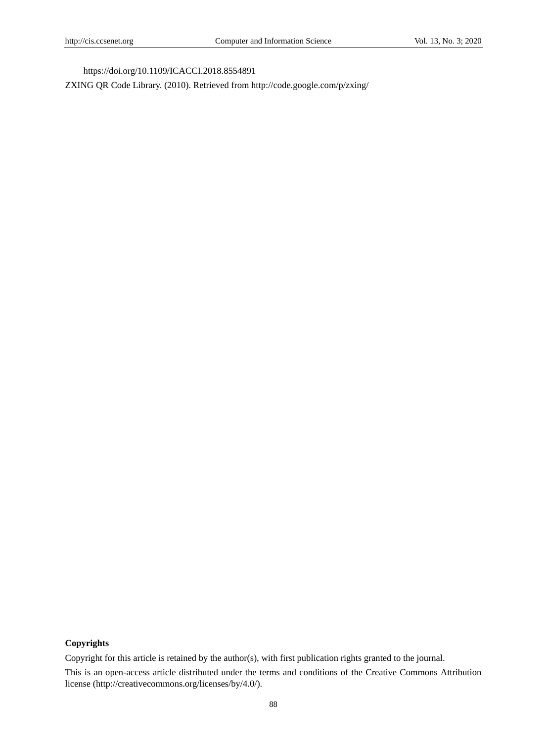https://doi.org/10.1109/ICACCI.2018.8554891

ZXING QR Code Library. (2010). Retrieved from http://code.google.com/p/zxing/

**Copyrights**

Copyright for this article is retained by the author(s), with first publication rights granted to the journal.

This is an open-access article distributed under the terms and conditions of the Creative Commons Attribution license (http://creativecommons.org/licenses/by/4.0/).